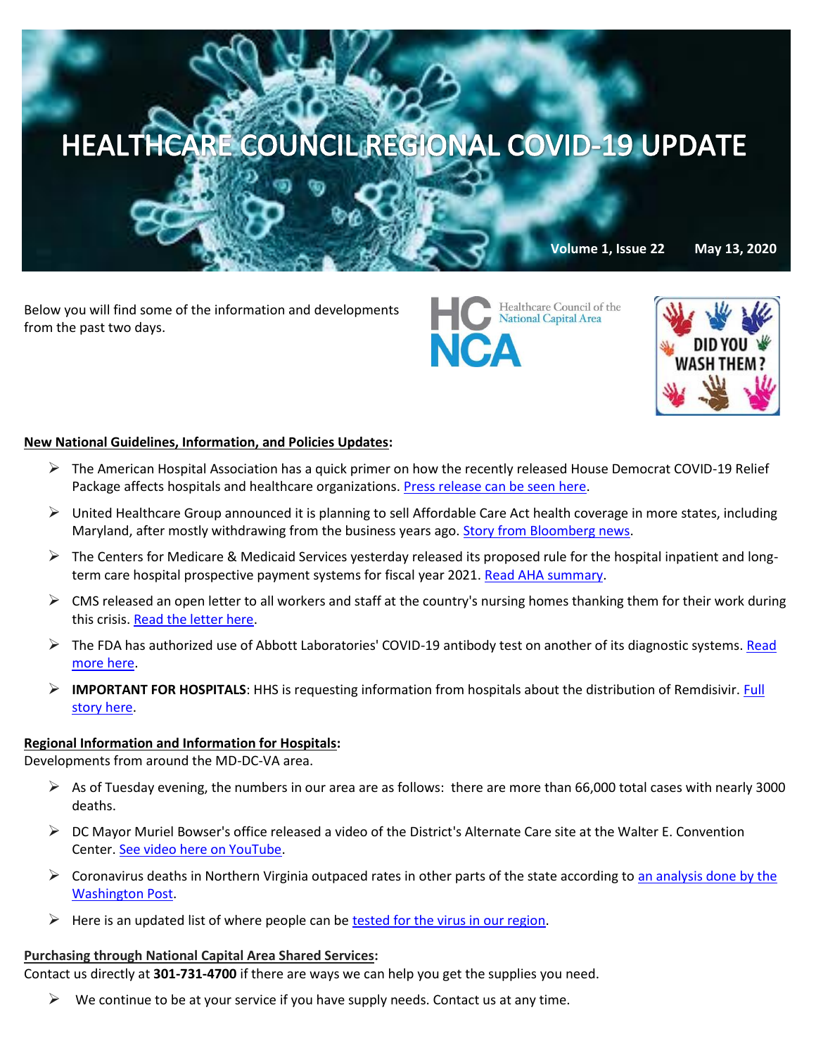# HEALTHCARE COUNCIL REGIONAL COVID-19 UPDATE

**Volume 1, Issue 22 May 13, 2020**

Below you will find some of the information and developments from the past two days.

Healthcare Council of the National Capital Area

DID YOU WASH THEM?

**New National Guidelines, Information, and Policies Updates:**

- The American Hospital Association has a quick primer on how the recently released House Democrat COVID-19 Relief Package affects hospitals and healthcare organizations. Press release can be seen here.
- United Healthcare Group announced it is planning to sell Affordable Care Act health coverage in more states, including Maryland, after mostly withdrawing from the business years ago. Story from Bloomberg news.
- The Centers for Medicare & Medicaid Services yesterday released its proposed rule for the hospital inpatient and long-term care hospital prospective payment systems for fiscal year 2021. Read AHA summary.
- CMS released an open letter to all workers and staff at the country's nursing homes thanking them for their work during this crisis. Read the letter here.
- The FDA has authorized use of Abbott Laboratories' COVID-19 antibody test on another of its diagnostic systems. Read more here.
- **IMPORTANT FOR HOSPITALS**: HHS is requesting information from hospitals about the distribution of Remdisivir. Full story here.

**Regional Information and Information for Hospitals:**
Developments from around the MD-DC-VA area.

- As of Tuesday evening, the numbers in our area are as follows: there are more than 66,000 total cases with nearly 3000 deaths.
- DC Mayor Muriel Bowser's office released a video of the District's Alternate Care site at the Walter E. Convention Center. See video here on YouTube.
- Coronavirus deaths in Northern Virginia outpaced rates in other parts of the state according to an analysis done by the Washington Post.
- Here is an updated list of where people can be tested for the virus in our region.

**Purchasing through National Capital Area Shared Services:**
Contact us directly at **301-731-4700** if there are ways we can help you get the supplies you need.

- We continue to be at your service if you have supply needs. Contact us at any time.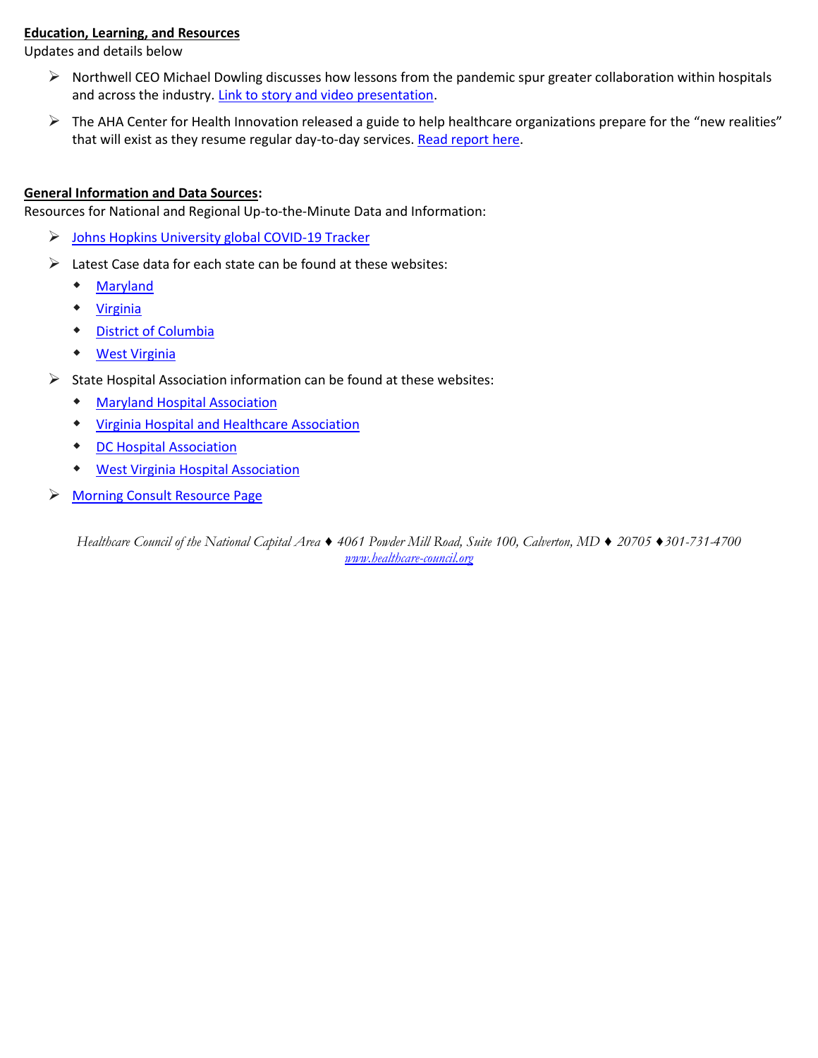**Education, Learning, and Resources**

Updates and details below

- Northwell CEO Michael Dowling discusses how lessons from the pandemic spur greater collaboration within hospitals and across the industry. Link to story and video presentation.
- The AHA Center for Health Innovation released a guide to help healthcare organizations prepare for the "new realities" that will exist as they resume regular day-to-day services. Read report here.

**General Information and Data Sources:**

Resources for National and Regional Up-to-the-Minute Data and Information:

- Johns Hopkins University global COVID-19 Tracker
- Latest Case data for each state can be found at these websites:
  - Maryland
  - Virginia
  - District of Columbia
  - West Virginia
- State Hospital Association information can be found at these websites:
  - Maryland Hospital Association
  - Virginia Hospital and Healthcare Association
  - DC Hospital Association
  - West Virginia Hospital Association
- Morning Consult Resource Page

*Healthcare Council of the National Capital Area ♦ 4061 Powder Mill Road, Suite 100, Calverton, MD ♦ 20705 ♦301-731-4700*
*www.healthcare-council.org*